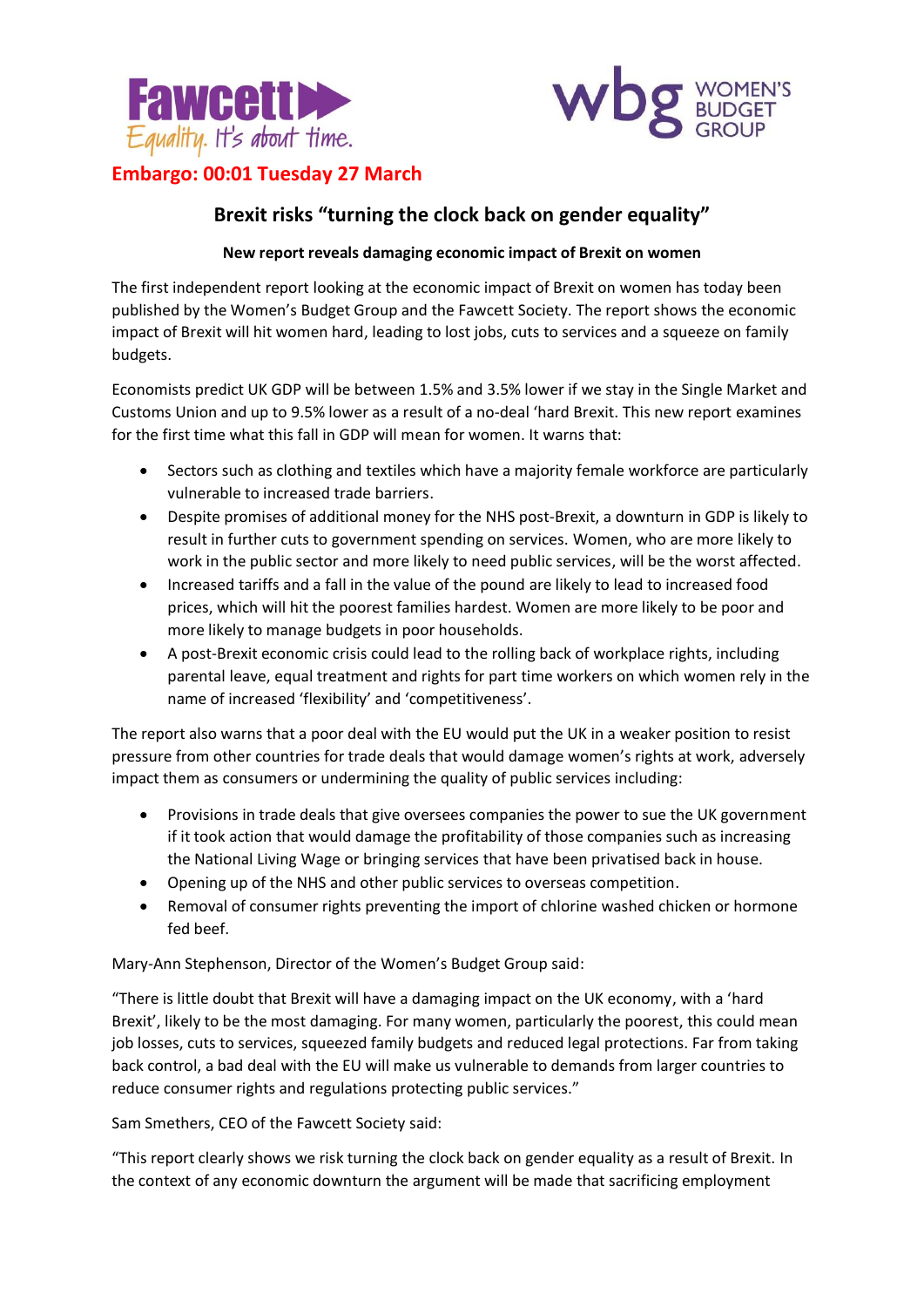Fawcett
Equality. It's about time.

wbg WOMEN'S BUDGET GROUP

**Embargo: 00:01 Tuesday 27 March**

## Brexit risks "turning the clock back on gender equality"

**New report reveals damaging economic impact of Brexit on women**

The first independent report looking at the economic impact of Brexit on women has today been published by the Women's Budget Group and the Fawcett Society. The report shows the economic impact of Brexit will hit women hard, leading to lost jobs, cuts to services and a squeeze on family budgets.

Economists predict UK GDP will be between 1.5% and 3.5% lower if we stay in the Single Market and Customs Union and up to 9.5% lower as a result of a no-deal 'hard Brexit. This new report examines for the first time what this fall in GDP will mean for women. It warns that:

- Sectors such as clothing and textiles which have a majority female workforce are particularly vulnerable to increased trade barriers.
- Despite promises of additional money for the NHS post-Brexit, a downturn in GDP is likely to result in further cuts to government spending on services. Women, who are more likely to work in the public sector and more likely to need public services, will be the worst affected.
- Increased tariffs and a fall in the value of the pound are likely to lead to increased food prices, which will hit the poorest families hardest. Women are more likely to be poor and more likely to manage budgets in poor households.
- A post-Brexit economic crisis could lead to the rolling back of workplace rights, including parental leave, equal treatment and rights for part time workers on which women rely in the name of increased 'flexibility' and 'competitiveness'.

The report also warns that a poor deal with the EU would put the UK in a weaker position to resist pressure from other countries for trade deals that would damage women's rights at work, adversely impact them as consumers or undermining the quality of public services including:

- Provisions in trade deals that give oversees companies the power to sue the UK government if it took action that would damage the profitability of those companies such as increasing the National Living Wage or bringing services that have been privatised back in house.
- Opening up of the NHS and other public services to overseas competition.
- Removal of consumer rights preventing the import of chlorine washed chicken or hormone fed beef.

Mary-Ann Stephenson, Director of the Women's Budget Group said:

"There is little doubt that Brexit will have a damaging impact on the UK economy, with a 'hard Brexit', likely to be the most damaging. For many women, particularly the poorest, this could mean job losses, cuts to services, squeezed family budgets and reduced legal protections. Far from taking back control, a bad deal with the EU will make us vulnerable to demands from larger countries to reduce consumer rights and regulations protecting public services."

Sam Smethers, CEO of the Fawcett Society said:

"This report clearly shows we risk turning the clock back on gender equality as a result of Brexit. In the context of any economic downturn the argument will be made that sacrificing employment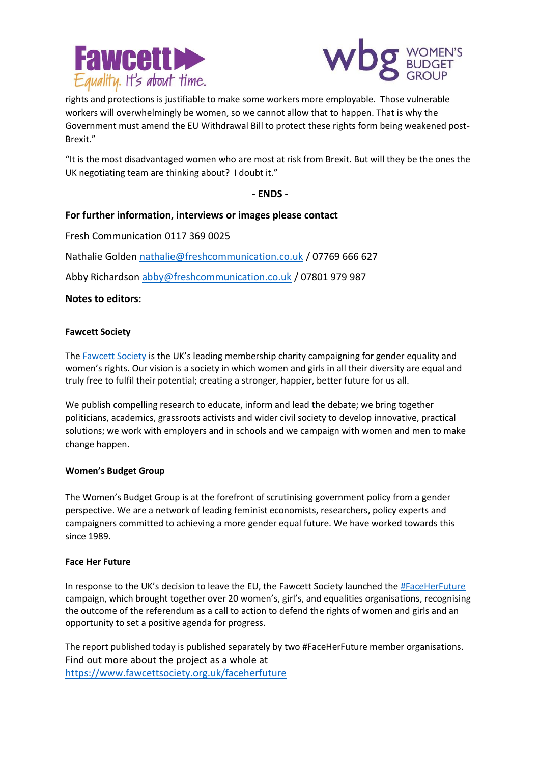rights and protections is justifiable to make some workers more employable. Those vulnerable workers will overwhelmingly be women, so we cannot allow that to happen. That is why the Government must amend the EU Withdrawal Bill to protect these rights form being weakened post-Brexit."

"It is the most disadvantaged women who are most at risk from Brexit. But will they be the ones the UK negotiating team are thinking about? I doubt it."

**- ENDS -**

**For further information, interviews or images please contact**

Fresh Communication 0117 369 0025

Nathalie Golden nathalie@freshcommunication.co.uk / 07769 666 627

Abby Richardson abby@freshcommunication.co.uk / 07801 979 987

**Notes to editors:**

**Fawcett Society**

The Fawcett Society is the UK's leading membership charity campaigning for gender equality and women's rights. Our vision is a society in which women and girls in all their diversity are equal and truly free to fulfil their potential; creating a stronger, happier, better future for us all.

We publish compelling research to educate, inform and lead the debate; we bring together politicians, academics, grassroots activists and wider civil society to develop innovative, practical solutions; we work with employers and in schools and we campaign with women and men to make change happen.

**Women's Budget Group**

The Women's Budget Group is at the forefront of scrutinising government policy from a gender perspective. We are a network of leading feminist economists, researchers, policy experts and campaigners committed to achieving a more gender equal future. We have worked towards this since 1989.

**Face Her Future**

In response to the UK's decision to leave the EU, the Fawcett Society launched the #FaceHerFuture campaign, which brought together over 20 women's, girl's, and equalities organisations, recognising the outcome of the referendum as a call to action to defend the rights of women and girls and an opportunity to set a positive agenda for progress.

The report published today is published separately by two #FaceHerFuture member organisations. Find out more about the project as a whole at https://www.fawcettsociety.org.uk/faceherfuture